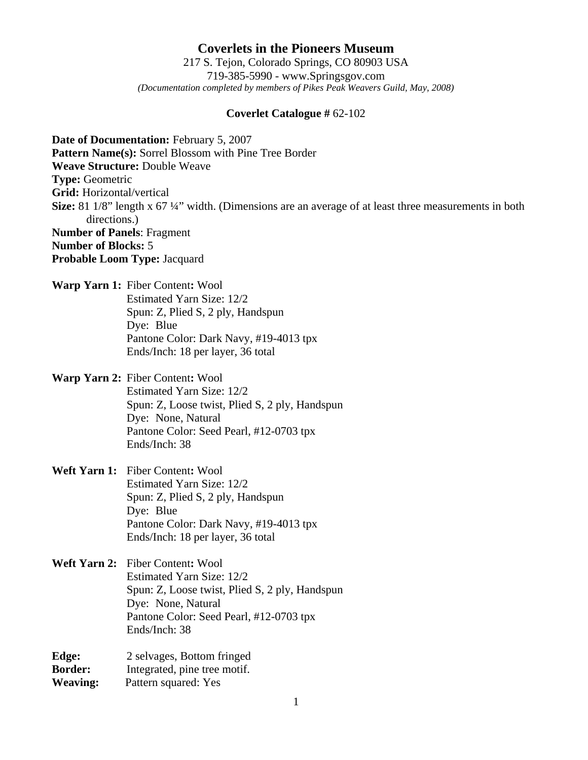# Coverlets in the Pioneers Museum

217 S. Tejon, Colorado Springs, CO 80903 USA
719-385-5990 - www.Springsgov.com
*(Documentation completed by members of Pikes Peak Weavers Guild, May, 2008)*

**Coverlet Catalogue #** 62-102

**Date of Documentation:** February 5, 2007
**Pattern Name(s):** Sorrel Blossom with Pine Tree Border
**Weave Structure:** Double Weave
**Type:** Geometric
**Grid:** Horizontal/vertical
**Size:** 81 1/8" length x 67 ¼" width. (Dimensions are an average of at least three measurements in both directions.)
**Number of Panels**: Fragment
**Number of Blocks:** 5
**Probable Loom Type:** Jacquard

**Warp Yarn 1:** Fiber Content**:** Wool
Estimated Yarn Size: 12/2
Spun: Z, Plied S, 2 ply, Handspun
Dye: Blue
Pantone Color: Dark Navy, #19-4013 tpx
Ends/Inch: 18 per layer, 36 total

**Warp Yarn 2:** Fiber Content**:** Wool
Estimated Yarn Size: 12/2
Spun: Z, Loose twist, Plied S, 2 ply, Handspun
Dye: None, Natural
Pantone Color: Seed Pearl, #12-0703 tpx
Ends/Inch: 38

**Weft Yarn 1:** Fiber Content**:** Wool
Estimated Yarn Size: 12/2
Spun: Z, Plied S, 2 ply, Handspun
Dye: Blue
Pantone Color: Dark Navy, #19-4013 tpx
Ends/Inch: 18 per layer, 36 total

**Weft Yarn 2:** Fiber Content**:** Wool
Estimated Yarn Size: 12/2
Spun: Z, Loose twist, Plied S, 2 ply, Handspun
Dye: None, Natural
Pantone Color: Seed Pearl, #12-0703 tpx
Ends/Inch: 38

**Edge:** 2 selvages, Bottom fringed
**Border:** Integrated, pine tree motif.
**Weaving:** Pattern squared: Yes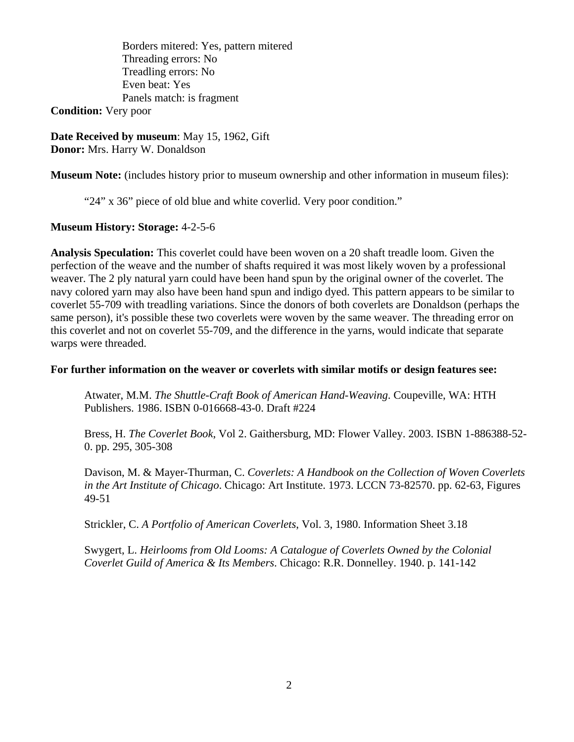Borders mitered: Yes, pattern mitered
Threading errors: No
Treadling errors: No
Even beat: Yes
Panels match: is fragment

**Condition:** Very poor

**Date Received by museum**: May 15, 1962, Gift
**Donor:** Mrs. Harry W. Donaldson

**Museum Note:** (includes history prior to museum ownership and other information in museum files):

> "24" x 36" piece of old blue and white coverlid. Very poor condition."

**Museum History: Storage:** 4-2-5-6

**Analysis Speculation:** This coverlet could have been woven on a 20 shaft treadle loom. Given the perfection of the weave and the number of shafts required it was most likely woven by a professional weaver. The 2 ply natural yarn could have been hand spun by the original owner of the coverlet. The navy colored yarn may also have been hand spun and indigo dyed. This pattern appears to be similar to coverlet 55-709 with treadling variations. Since the donors of both coverlets are Donaldson (perhaps the same person), it's possible these two coverlets were woven by the same weaver. The threading error on this coverlet and not on coverlet 55-709, and the difference in the yarns, would indicate that separate warps were threaded.

**For further information on the weaver or coverlets with similar motifs or design features see:**

Atwater, M.M. *The Shuttle-Craft Book of American Hand-Weaving*. Coupeville, WA: HTH Publishers. 1986. ISBN 0-016668-43-0. Draft #224

Bress, H. *The Coverlet Book*, Vol 2. Gaithersburg, MD: Flower Valley. 2003. ISBN 1-886388-52-0. pp. 295, 305-308

Davison, M. & Mayer-Thurman, C. *Coverlets: A Handbook on the Collection of Woven Coverlets in the Art Institute of Chicago*. Chicago: Art Institute. 1973. LCCN 73-82570. pp. 62-63, Figures 49-51

Strickler, C. *A Portfolio of American Coverlets*, Vol. 3, 1980. Information Sheet 3.18

Swygert, L. *Heirlooms from Old Looms: A Catalogue of Coverlets Owned by the Colonial Coverlet Guild of America & Its Members*. Chicago: R.R. Donnelley. 1940. p. 141-142